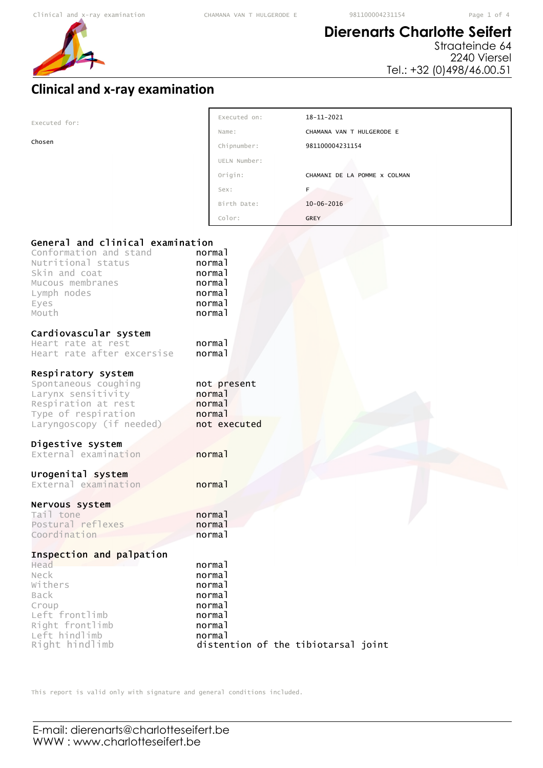**Dierenarts Charlotte Seifert**
Straateinde 64
2240 Viersel
Tel.: +32 (0)498/46.00.51

# Clinical and x-ray examination

Executed for:

Chosen

| | |
|---|---|
| Executed on: | 18-11-2021 |
| Name: | CHAMANA VAN T HULGERODE E |
| Chipnumber: | 981100004231154 |
| UELN Number: | |
| Origin: | CHAMANI DE LA POMME x COLMAN |
| Sex: | F |
| Birth Date: | 10-06-2016 |
| Color: | GREY |

## General and clinical examination

| | |
|---|---|
| Conformation and stand | normal |
| Nutritional status | normal |
| Skin and coat | normal |
| Mucous membranes | normal |
| Lymph nodes | normal |
| Eyes | normal |
| Mouth | normal |

## Cardiovascular system

| | |
|---|---|
| Heart rate at rest | normal |
| Heart rate after excersise | normal |

## Respiratory system

| | |
|---|---|
| Spontaneous coughing | not present |
| Larynx sensitivity | normal |
| Respiration at rest | normal |
| Type of respiration | normal |
| Laryngoscopy (if needed) | not executed |

## Digestive system

| | |
|---|---|
| External examination | normal |

## Urogenital system

| | |
|---|---|
| External examination | normal |

## Nervous system

| | |
|---|---|
| Tail tone | normal |
| Postural reflexes | normal |
| Coordination | normal |

## Inspection and palpation

| | |
|---|---|
| Head | normal |
| Neck | normal |
| Withers | normal |
| Back | normal |
| Croup | normal |
| Left frontlimb | normal |
| Right frontlimb | normal |
| Left hindlimb | normal |
| Right hindlimb | distention of the tibiotarsal joint |

This report is valid only with signature and general conditions included.

E-mail: dierenarts@charlotteseifert.be
WWW : www.charlotteseifert.be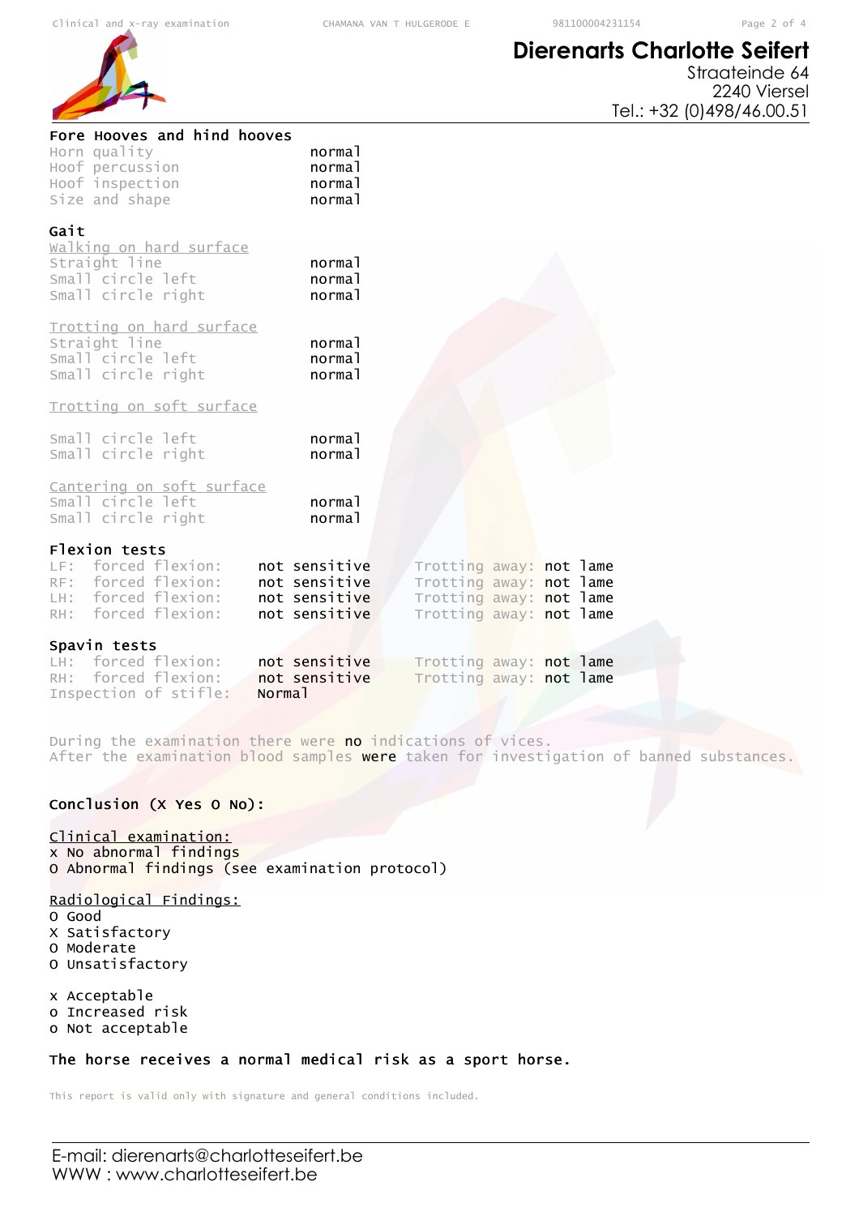**Dierenarts Charlotte Seifert**
Straateinde 64
2240 Viersel
Tel.: +32 (0)498/46.00.51

### Fore Hooves and hind hooves

| | |
|---|---|
| Horn quality | normal |
| Hoof percussion | normal |
| Hoof inspection | normal |
| Size and shape | normal |

### Gait

Walking on hard surface

| | |
|---|---|
| Straight line | normal |
| Small circle left | normal |
| Small circle right | normal |

Trotting on hard surface

| | |
|---|---|
| Straight line | normal |
| Small circle left | normal |
| Small circle right | normal |

Trotting on soft surface

| | |
|---|---|
| Small circle left | normal |
| Small circle right | normal |

Cantering on soft surface

| | |
|---|---|
| Small circle left | normal |
| Small circle right | normal |

### Flexion tests

| | | |
|---|---|---|
| LF: forced flexion: | not sensitive | Trotting away: not lame |
| RF: forced flexion: | not sensitive | Trotting away: not lame |
| LH: forced flexion: | not sensitive | Trotting away: not lame |
| RH: forced flexion: | not sensitive | Trotting away: not lame |

### Spavin tests

| | | |
|---|---|---|
| LH: forced flexion: | not sensitive | Trotting away: not lame |
| RH: forced flexion: | not sensitive | Trotting away: not lame |
| Inspection of stifle: | Normal | |

During the examination there were **no** indications of vices.
After the examination blood samples **were** taken for investigation of banned substances.

### Conclusion (X Yes O No):

Clinical examination:
x No abnormal findings
O Abnormal findings (see examination protocol)

Radiological Findings:
O Good
X Satisfactory
O Moderate
O Unsatisfactory

x Acceptable
o Increased risk
o Not acceptable

**The horse receives a normal medical risk as a sport horse.**

This report is valid only with signature and general conditions included.

E-mail: dierenarts@charlotteseifert.be
WWW : www.charlotteseifert.be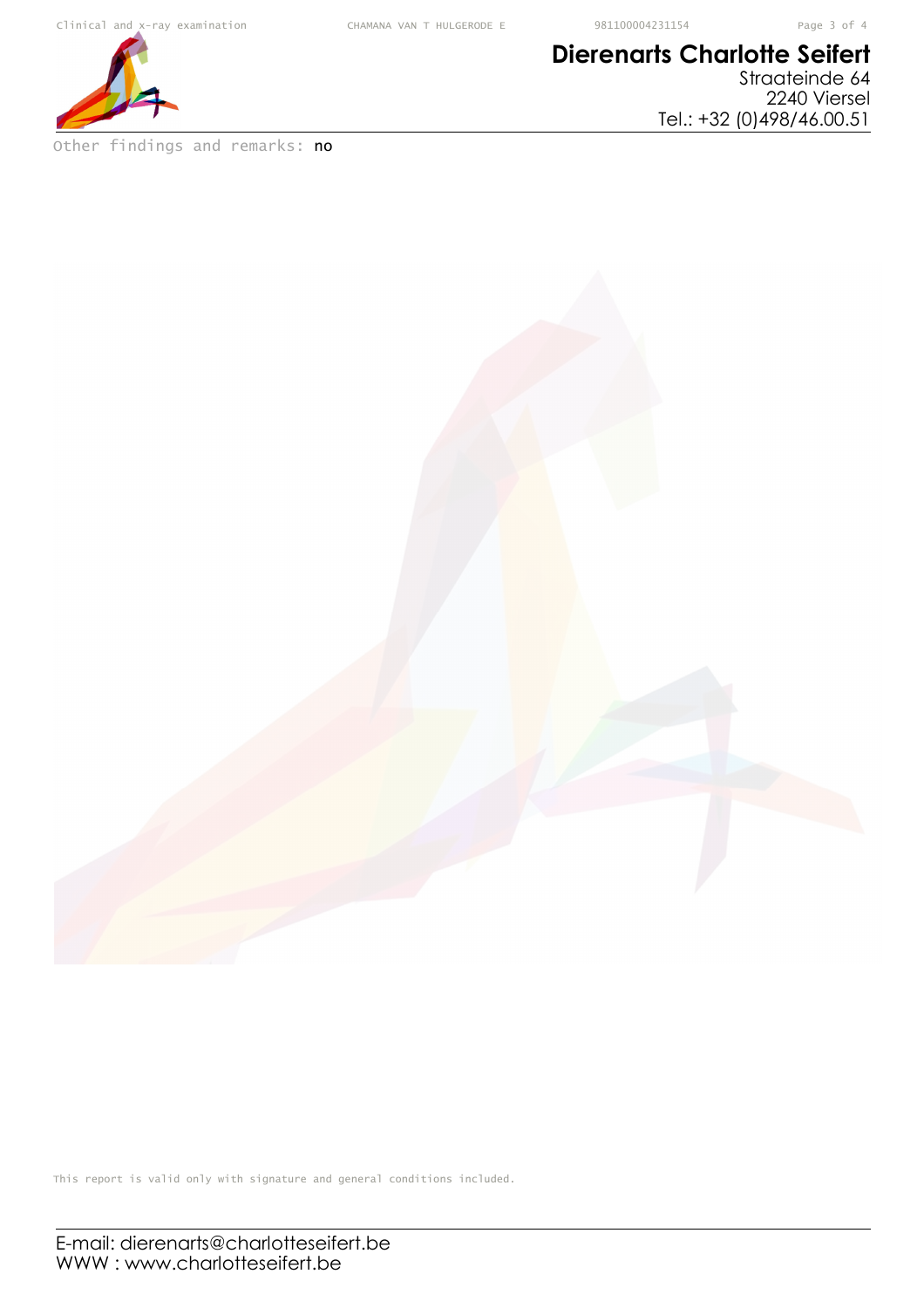Other findings and remarks: no

This report is valid only with signature and general conditions included.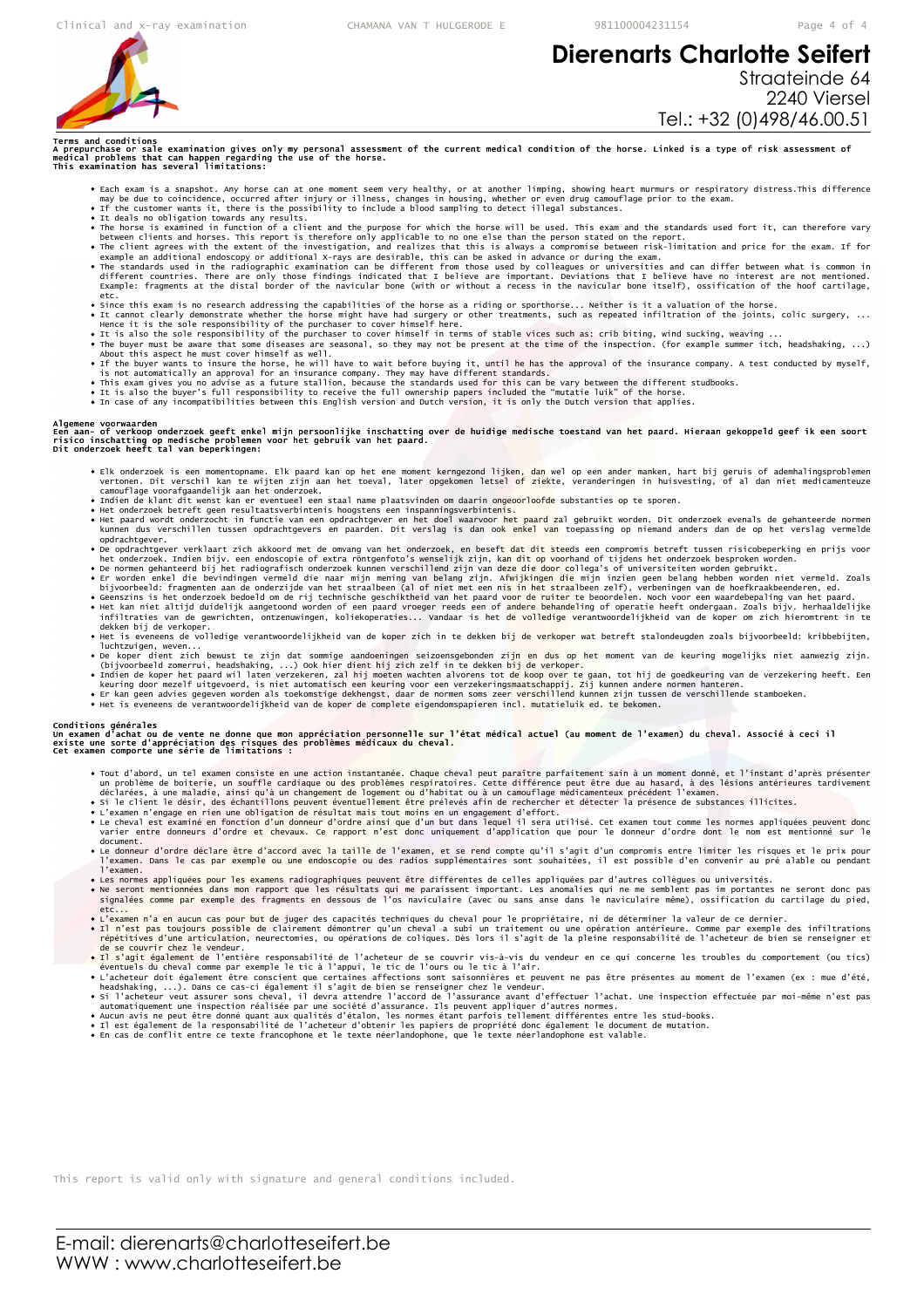# Dierenarts Charlotte Seifert

Straateinde 64
2240 Viersel
Tel.: +32 (0)498/46.00.51

**Terms and conditions**
**A prepurchase or sale examination gives only my personal assessment of the current medical condition of the horse. Linked is a type of risk assessment of medical problems that can happen regarding the use of the horse.**
**This examination has several limitations:**

- Each exam is a snapshot. Any horse can at one moment seem very healthy, or at another limping, showing heart murmurs or respiratory distress.This difference may be due to coincidence, occurred after injury or illness, changes in housing, whether or even drug camouflage prior to the exam.
- If the customer wants it, there is the possibility to include a blood sampling to detect illegal substances.
- It deals no obligation towards any results.
- The horse is examined in function of a client and the purpose for which the horse will be used. This exam and the standards used fort it, can therefore vary between clients and horses. This report is therefore only applicable to no one else than the person stated on the report.
- The client agrees with the extent of the investigation, and realizes that this is always a compromise between risk-limitation and price for the exam. If for example an additional endoscopy or additional X-rays are desirable, this can be asked in advance or during the exam.
- The standards used in the radiographic examination can be different from those used by colleagues or universities and can differ between what is common in different countries. There are only those findings indicated that I believe are important. Deviations that I believe have no interest are not mentioned. Example: fragments at the distal border of the navicular bone (with or without a recess in the navicular bone itself), ossification of the hoof cartilage, etc.
- Since this exam is no research addressing the capabilities of the horse as a riding or sporthorse... Neither is it a valuation of the horse.
- It cannot clearly demonstrate whether the horse might have had surgery or other treatments, such as repeated infiltration of the joints, colic surgery, ... Hence it is the sole responsibility of the purchaser to cover himself here.
- It is also the sole responsibility of the purchaser to cover himself in terms of stable vices such as: crib biting, wind sucking, weaving ...
- The buyer must be aware that some diseases are seasonal, so they may not be present at the time of the inspection. (for example summer itch, headshaking, ...) About this aspect he must cover himself as well.
- If the buyer wants to insure the horse, he will have to wait before buying it, until he has the approval of the insurance company. A test conducted by myself, is not automatically an approval for an insurance company. They may have different standards.
- This exam gives you no advise as a future stallion, because the standards used for this can be vary between the different studbooks.
- It is also the buyer's full responsibility to receive the full ownership papers included the "mutatie luik" of the horse.
- In case of any incompatibilities between this English version and Dutch version, it is only the Dutch version that applies.

**Algemene voorwaarden**
**Een aan- of verkoop onderzoek geeft enkel mijn persoonlijke inschatting over de huidige medische toestand van het paard. Hieraan gekoppeld geef ik een soort risico inschatting op medische problemen voor het gebruik van het paard.**
**Dit onderzoek heeft tal van beperkingen:**

- Elk onderzoek is een momentopname. Elk paard kan op het ene moment kerngezond lijken, dan wel op een ander manken, hart bij geruis of ademhalingsproblemen vertonen. Dit verschil kan te wijten zijn aan het toeval, later opgekomen letsel of ziekte, veranderingen in huisvesting, of al dan niet medicamenteuze camouflage voorafgaandelijk aan het onderzoek.
- Indien de klant dit wenst kan er eventueel een staal name plaatsvinden om daarin ongeoorloofde substanties op te sporen.
- Het onderzoek betreft geen resultaatsverbintenis hoogstens een inspanningsverbintenis.
- Het paard wordt onderzocht in functie van een opdrachtgever en het doel waarvoor het paard zal gebruikt worden. Dit onderzoek evenals de gehanteerde normen kunnen dus verschillen tussen opdrachtgevers en paarden. Dit verslag is dan ook enkel van toepassing op niemand anders dan de op het verslag vermelde opdrachtgever.
- De opdrachtgever verklaart zich akkoord met de omvang van het onderzoek, en beseft dat dit steeds een compromis betreft tussen risicobeperking en prijs voor het onderzoek. Indien bijv. een endoscopie of extra röntgenfoto's wenselijk zijn, kan dit op voorhand of tijdens het onderzoek besproken worden.
- De normen gehanteerd bij het radiografisch onderzoek kunnen verschillend zijn van deze die door collega's of universiteiten worden gebruikt.
- Er worden enkel die bevindingen vermeld die naar mijn mening van belang zijn. Afwijkingen die mijn inzien geen belang hebben worden niet vermeld. Zoals bijvoorbeeld: fragmenten aan de onderzijde van het straalbeen (al of niet met een nis in het straalbeen zelf), verbeningen van de hoefkraakbeenderen, ed.
- Geenszins is het onderzoek bedoeld om de rij technische geschiktheid van het paard voor de ruiter te beoordelen. Noch voor een waardebepaling van het paard.
- Het kan niet altijd duidelijk aangetoond worden of een paard vroeger reeds een of andere behandeling of operatie heeft ondergaan. Zoals bijv. herhaaldelijke infiltraties van de gewrichten, ontzenuwingen, koliekoperaties... Vandaar is het de volledige verantwoordelijkheid van de koper om zich hieromtrent in te dekken bij de verkoper.
- Het is eveneens de volledige verantwoordelijkheid van de koper zich in te dekken bij de verkoper wat betreft stalondeugden zoals bijvoorbeeld: kribbebijten, luchtzuigen, weven...
- De koper dient zich bewust te zijn dat sommige aandoeningen seizoensgebonden zijn en dus op het moment van de keuring mogelijks niet aanwezig zijn. (bijvoorbeeld zomerrui, headshaking, ...) Ook hier dient hij zich zelf in te dekken bij de verkoper.
- Indien de koper het paard wil laten verzekeren, zal hij moeten wachten alvorens tot de koop over te gaan, tot hij de goedkeuring van de verzekering heeft. Een keuring door mezelf uitgevoerd, is niet automatisch een keuring voor een verzekeringsmaatschappij. Zij kunnen andere normen hanteren.
- Er kan geen advies gegeven worden als toekomstige dekhengst, daar de normen soms zeer verschillend kunnen zijn tussen de verschillende stamboeken.
- Het is eveneens de verantwoordelijkheid van de koper de complete eigendomspapieren incl. mutatieluik ed. te bekomen.

**Conditions générales**
**Un examen d'achat ou de vente ne donne que mon appréciation personnelle sur l'état médical actuel (au moment de l'examen) du cheval. Associé à ceci il existe une sorte d'appréciation des risques des problèmes médicaux du cheval.**
**Cet examen comporte une série de limitations :**

- Tout d'abord, un tel examen consiste en une action instantanée. Chaque cheval peut paraître parfaitement sain à un moment donné, et l'instant d'après présenter un problème de boiterie, un souffle cardiaque ou des problèmes respiratoires. Cette différence peut être due au hasard, à des lésions antérieures tardivement déclarées, à une maladie, ainsi qu'à un changement de logement ou d'habitat ou à un camouflage médicamenteux précédent l'examen.
- Si le client le désir, des échantillons peuvent éventuellement être prélevés afin de rechercher et détecter la présence de substances illicites.
- L'examen n'engage en rien une obligation de résultat mais tout moins en un engagement d'effort.
- Le cheval est examiné en fonction d'un donneur d'ordre ainsi que d'un but dans lequel il sera utilisé. Cet examen tout comme les normes appliquées peuvent donc varier entre donneurs d'ordre et chevaux. Ce rapport n'est donc uniquement d'application que pour le donneur d'ordre dont le nom est mentionné sur le document.
- Le donneur d'ordre déclare être d'accord avec la taille de l'examen, et se rend compte qu'il s'agit d'un compromis entre limiter les risques et le prix pour l'examen. Dans le cas par exemple ou une endoscopie ou des radios supplémentaires sont souhaitées, il est possible d'en convenir au pré alable ou pendant l'examen.
- Les normes appliquées pour les examens radiographiques peuvent être différentes de celles appliquées par d'autres collègues ou universités.
- Ne seront mentionnées dans mon rapport que les résultats qui me paraissent important. Les anomalies qui ne me semblent pas im portantes ne seront donc pas signalées comme par exemple des fragments en dessous de l'os naviculaire (avec ou sans anse dans le naviculaire même), ossification du cartilage du pied, etc...
- L'examen n'a en aucun cas pour but de juger des capacités techniques du cheval pour le propriétaire, ni de déterminer la valeur de ce dernier.
- Il n'est pas toujours possible de clairement démontrer qu'un cheval a subi un traitement ou une opération antérieure. Comme par exemple des infiltrations répétitives d'une articulation, neurectomies, ou opérations de coliques. Dès lors il s'agit de la pleine responsabilité de l'acheteur de bien se renseigner et de se couvrir chez le vendeur.
- Il s'agit également de l'entière responsabilité de l'acheteur de se couvrir vis-à-vis du vendeur en ce qui concerne les troubles du comportement (ou tics) éventuels du cheval comme par exemple le tic à l'appui, le tic de l'ours ou le tic à l'air.
- L'acheteur doit également être conscient que certaines affections sont saisonnières et peuvent ne pas être présentes au moment de l'examen (ex : mue d'été, headshaking, ...). Dans ce cas-ci également il s'agit de bien se renseigner chez le vendeur.
- Si l'acheteur veut assurer sons cheval, il devra attendre l'accord de l'assurance avant d'effectuer l'achat. Une inspection effectuée par moi-même n'est pas automatiquement une inspection réalisée par une société d'assurance. Ils peuvent appliquer d'autres normes.
- Aucun avis ne peut être donné quant aux qualités d'étalon, les normes étant parfois tellement différentes entre les stud-books.
- Il est également de la responsabilité de l'acheteur d'obtenir les papiers de propriété donc également le document de mutation.
- En cas de conflit entre ce texte francophone et le texte néerlandophone, que le texte néerlandophone est valable.

This report is valid only with signature and general conditions included.

E-mail: dierenarts@charlotteseifert.be
WWW : www.charlotteseifert.be